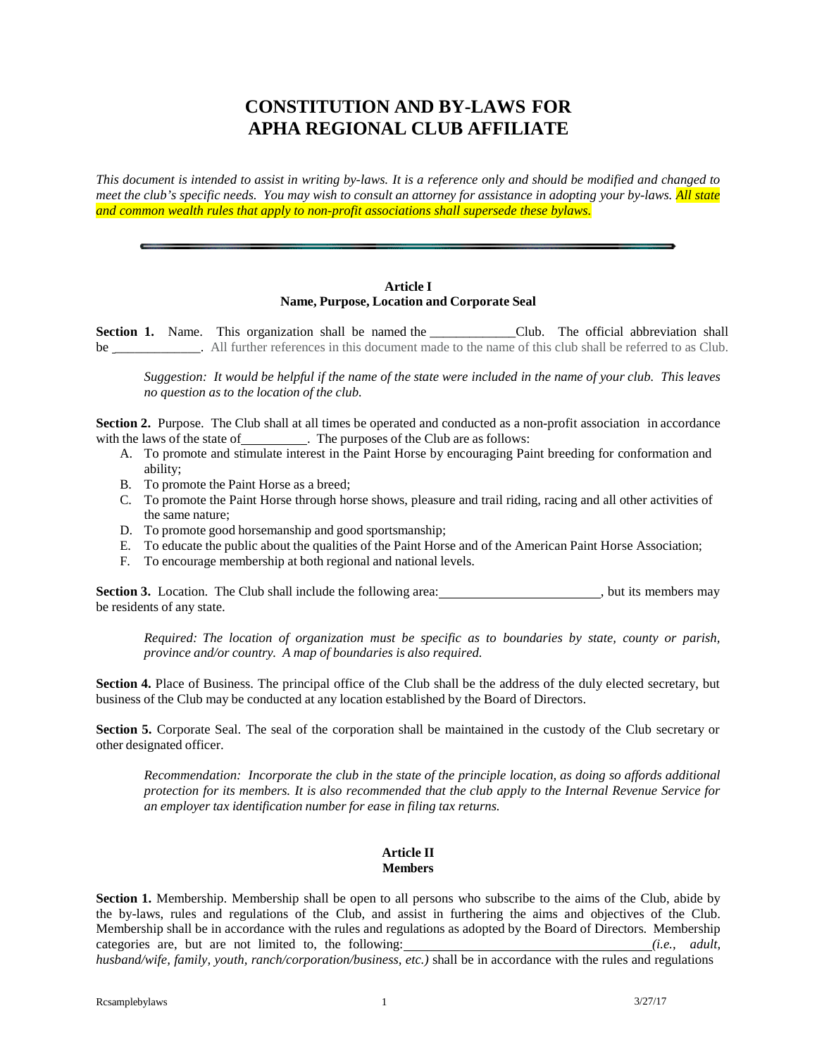# CONSTITUTION AND BY-LAWS FOR APHA REGIONAL CLUB AFFILIATE

*This document is intended to assist in writing by-laws. It is a reference only and should be modified and changed to meet the club's specific needs. You may wish to consult an attorney for assistance in adopting your by-laws. All state and common wealth rules that apply to non-profit associations shall supersede these bylaws.*

---

## Article I
## Name, Purpose, Location and Corporate Seal

**Section 1.** Name. This organization shall be named the _____________Club. The official abbreviation shall be _____________. All further references in this document made to the name of this club shall be referred to as Club.

> *Suggestion: It would be helpful if the name of the state were included in the name of your club. This leaves no question as to the location of the club.*

**Section 2.** Purpose. The Club shall at all times be operated and conducted as a non-profit association in accordance with the laws of the state of__________. The purposes of the Club are as follows:

A. To promote and stimulate interest in the Paint Horse by encouraging Paint breeding for conformation and ability;
B. To promote the Paint Horse as a breed;
C. To promote the Paint Horse through horse shows, pleasure and trail riding, racing and all other activities of the same nature;
D. To promote good horsemanship and good sportsmanship;
E. To educate the public about the qualities of the Paint Horse and of the American Paint Horse Association;
F. To encourage membership at both regional and national levels.

**Section 3.** Location. The Club shall include the following area:________________________, but its members may be residents of any state.

> *Required: The location of organization must be specific as to boundaries by state, county or parish, province and/or country. A map of boundaries is also required.*

**Section 4.** Place of Business. The principal office of the Club shall be the address of the duly elected secretary, but business of the Club may be conducted at any location established by the Board of Directors.

**Section 5.** Corporate Seal. The seal of the corporation shall be maintained in the custody of the Club secretary or other designated officer.

> *Recommendation: Incorporate the club in the state of the principle location, as doing so affords additional protection for its members. It is also recommended that the club apply to the Internal Revenue Service for an employer tax identification number for ease in filing tax returns.*

## Article II
## Members

**Section 1.** Membership. Membership shall be open to all persons who subscribe to the aims of the Club, abide by the by-laws, rules and regulations of the Club, and assist in furthering the aims and objectives of the Club. Membership shall be in accordance with the rules and regulations as adopted by the Board of Directors. Membership categories are, but are not limited to, the following:____________________________________*(i.e., adult, husband/wife, family, youth, ranch/corporation/business, etc.)* shall be in accordance with the rules and regulations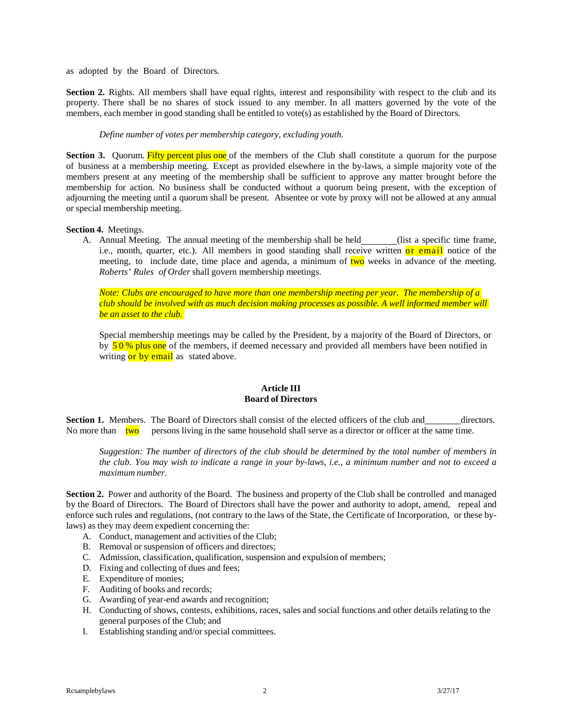as adopted by the Board of Directors.

**Section 2.** Rights. All members shall have equal rights, interest and responsibility with respect to the club and its property. There shall be no shares of stock issued to any member. In all matters governed by the vote of the members, each member in good standing shall be entitled to vote(s) as established by the Board of Directors.

*Define number of votes per membership category, excluding youth.*

**Section 3.** Quorum. Fifty percent plus one of the members of the Club shall constitute a quorum for the purpose of business at a membership meeting. Except as provided elsewhere in the by-laws, a simple majority vote of the members present at any meeting of the membership shall be sufficient to approve any matter brought before the membership for action. No business shall be conducted without a quorum being present, with the exception of adjourning the meeting until a quorum shall be present. Absentee or vote by proxy will not be allowed at any annual or special membership meeting.

**Section 4.** Meetings.

A. Annual Meeting. The annual meeting of the membership shall be held________(list a specific time frame, i.e., month, quarter, etc.). All members in good standing shall receive written or email notice of the meeting, to include date, time place and agenda, a minimum of two weeks in advance of the meeting. *Roberts' Rules of Order* shall govern membership meetings.

*Note: Clubs are encouraged to have more than one membership meeting per year. The membership of a club should be involved with as much decision making processes as possible. A well informed member will be an asset to the club.*

Special membership meetings may be called by the President, by a majority of the Board of Directors, or by 50% plus one of the members, if deemed necessary and provided all members have been notified in writing or by email as stated above.

## Article III
## Board of Directors

**Section 1.** Members. The Board of Directors shall consist of the elected officers of the club and________directors. No more than two persons living in the same household shall serve as a director or officer at the same time.

*Suggestion: The number of directors of the club should be determined by the total number of members in the club. You may wish to indicate a range in your by-laws, i.e., a minimum number and not to exceed a maximum number.*

**Section 2.** Power and authority of the Board. The business and property of the Club shall be controlled and managed by the Board of Directors. The Board of Directors shall have the power and authority to adopt, amend, repeal and enforce such rules and regulations, (not contrary to the laws of the State, the Certificate of Incorporation, or these by-laws) as they may deem expedient concerning the:

A. Conduct, management and activities of the Club;
B. Removal or suspension of officers and directors;
C. Admission, classification, qualification, suspension and expulsion of members;
D. Fixing and collecting of dues and fees;
E. Expenditure of monies;
F. Auditing of books and records;
G. Awarding of year-end awards and recognition;
H. Conducting of shows, contests, exhibitions, races, sales and social functions and other details relating to the general purposes of the Club; and
I. Establishing standing and/or special committees.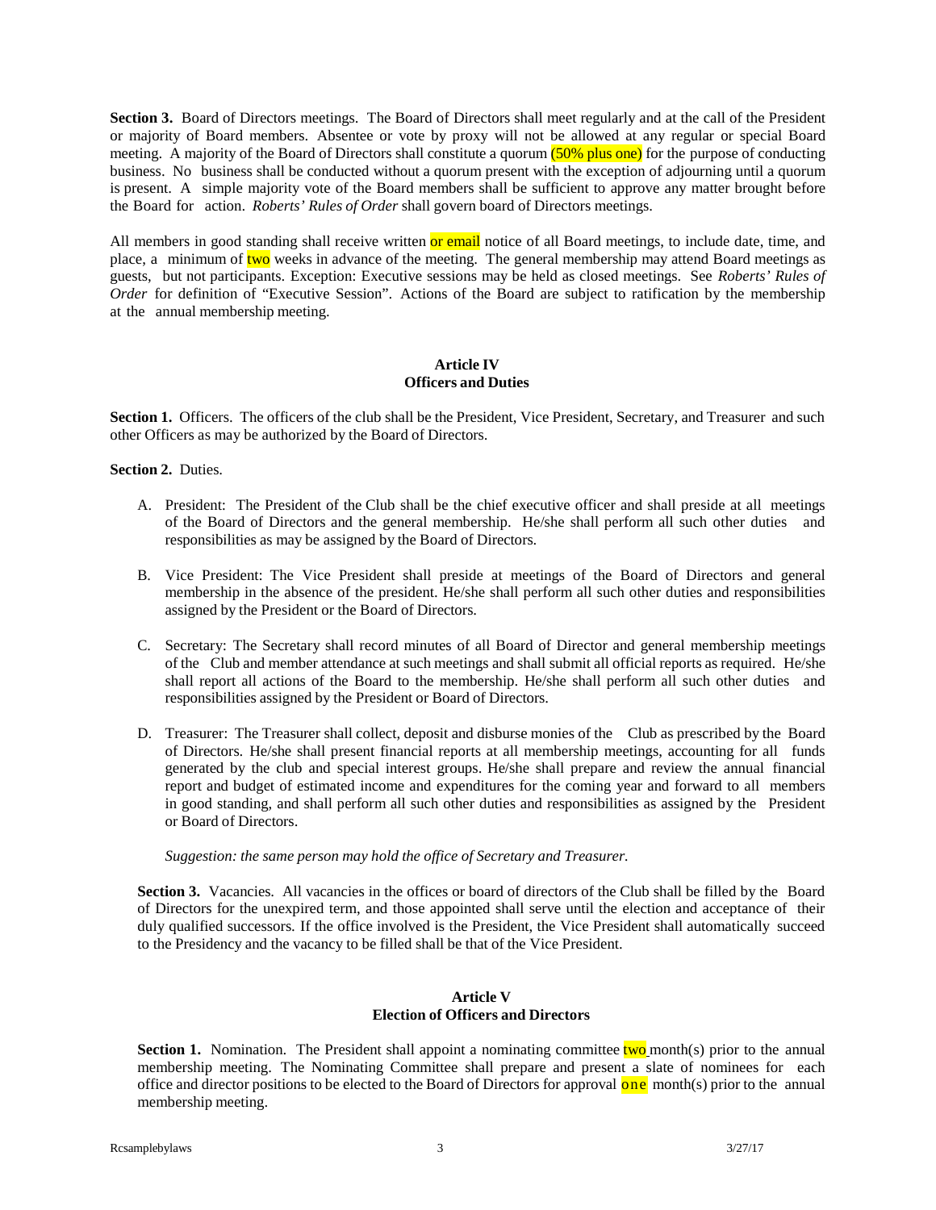**Section 3.** Board of Directors meetings. The Board of Directors shall meet regularly and at the call of the President or majority of Board members. Absentee or vote by proxy will not be allowed at any regular or special Board meeting. A majority of the Board of Directors shall constitute a quorum (50% plus one) for the purpose of conducting business. No business shall be conducted without a quorum present with the exception of adjourning until a quorum is present. A simple majority vote of the Board members shall be sufficient to approve any matter brought before the Board for action. *Roberts' Rules of Order* shall govern board of Directors meetings.

All members in good standing shall receive written or email notice of all Board meetings, to include date, time, and place, a minimum of two weeks in advance of the meeting. The general membership may attend Board meetings as guests, but not participants. Exception: Executive sessions may be held as closed meetings. See *Roberts' Rules of Order* for definition of "Executive Session". Actions of the Board are subject to ratification by the membership at the annual membership meeting.

## Article IV
## Officers and Duties

**Section 1.** Officers. The officers of the club shall be the President, Vice President, Secretary, and Treasurer and such other Officers as may be authorized by the Board of Directors.

**Section 2.** Duties.

A. President: The President of the Club shall be the chief executive officer and shall preside at all meetings of the Board of Directors and the general membership. He/she shall perform all such other duties and responsibilities as may be assigned by the Board of Directors.

B. Vice President: The Vice President shall preside at meetings of the Board of Directors and general membership in the absence of the president. He/she shall perform all such other duties and responsibilities assigned by the President or the Board of Directors.

C. Secretary: The Secretary shall record minutes of all Board of Director and general membership meetings of the Club and member attendance at such meetings and shall submit all official reports as required. He/she shall report all actions of the Board to the membership. He/she shall perform all such other duties and responsibilities assigned by the President or Board of Directors.

D. Treasurer: The Treasurer shall collect, deposit and disburse monies of the Club as prescribed by the Board of Directors. He/she shall present financial reports at all membership meetings, accounting for all funds generated by the club and special interest groups. He/she shall prepare and review the annual financial report and budget of estimated income and expenditures for the coming year and forward to all members in good standing, and shall perform all such other duties and responsibilities as assigned by the President or Board of Directors.

*Suggestion: the same person may hold the office of Secretary and Treasurer.*

**Section 3.** Vacancies. All vacancies in the offices or board of directors of the Club shall be filled by the Board of Directors for the unexpired term, and those appointed shall serve until the election and acceptance of their duly qualified successors. If the office involved is the President, the Vice President shall automatically succeed to the Presidency and the vacancy to be filled shall be that of the Vice President.

## Article V
## Election of Officers and Directors

**Section 1.** Nomination. The President shall appoint a nominating committee two month(s) prior to the annual membership meeting. The Nominating Committee shall prepare and present a slate of nominees for each office and director positions to be elected to the Board of Directors for approval one month(s) prior to the annual membership meeting.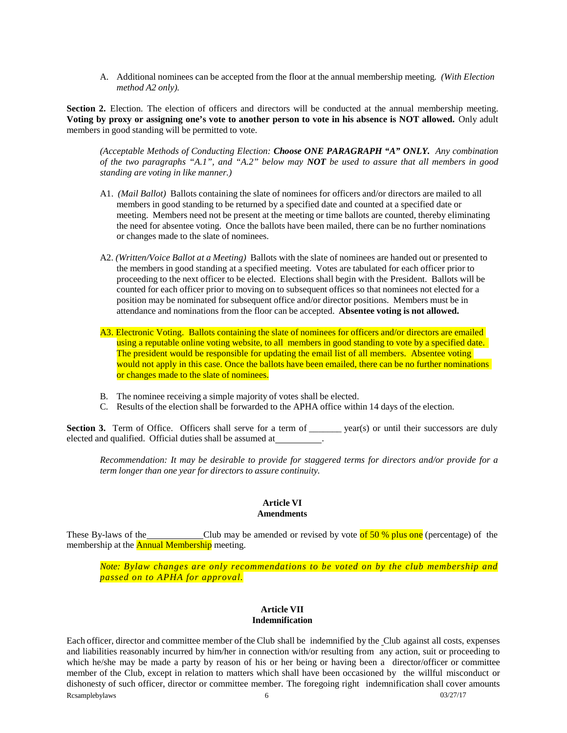A. Additional nominees can be accepted from the floor at the annual membership meeting. *(With Election method A2 only).*

**Section 2.** Election. The election of officers and directors will be conducted at the annual membership meeting. **Voting by proxy or assigning one's vote to another person to vote in his absence is NOT allowed.** Only adult members in good standing will be permitted to vote.

*(Acceptable Methods of Conducting Election: **Choose ONE PARAGRAPH "A" ONLY.** Any combination of the two paragraphs "A.1", and "A.2" below may **NOT** be used to assure that all members in good standing are voting in like manner.)*

A1. *(Mail Ballot)* Ballots containing the slate of nominees for officers and/or directors are mailed to all members in good standing to be returned by a specified date and counted at a specified date or meeting. Members need not be present at the meeting or time ballots are counted, thereby eliminating the need for absentee voting. Once the ballots have been mailed, there can be no further nominations or changes made to the slate of nominees.

A2. *(Written/Voice Ballot at a Meeting)* Ballots with the slate of nominees are handed out or presented to the members in good standing at a specified meeting. Votes are tabulated for each officer prior to proceeding to the next officer to be elected. Elections shall begin with the President. Ballots will be counted for each officer prior to moving on to subsequent offices so that nominees not elected for a position may be nominated for subsequent office and/or director positions. Members must be in attendance and nominations from the floor can be accepted. **Absentee voting is not allowed.**

A3. Electronic Voting. Ballots containing the slate of nominees for officers and/or directors are emailed using a reputable online voting website, to all members in good standing to vote by a specified date. The president would be responsible for updating the email list of all members. Absentee voting would not apply in this case. Once the ballots have been emailed, there can be no further nominations or changes made to the slate of nominees.

B. The nominee receiving a simple majority of votes shall be elected.

C. Results of the election shall be forwarded to the APHA office within 14 days of the election.

**Section 3.** Term of Office. Officers shall serve for a term of _______ year(s) or until their successors are duly elected and qualified. Official duties shall be assumed at__________.

*Recommendation: It may be desirable to provide for staggered terms for directors and/or provide for a term longer than one year for directors to assure continuity.*

## Article VI
## Amendments

These By-laws of the____________Club may be amended or revised by vote of 50 % plus one (percentage) of the membership at the Annual Membership meeting.

*Note: Bylaw changes are only recommendations to be voted on by the club membership and passed on to APHA for approval.*

## Article VII
## Indemnification

Each officer, director and committee member of the Club shall be indemnified by the Club against all costs, expenses and liabilities reasonably incurred by him/her in connection with/or resulting from any action, suit or proceeding to which he/she may be made a party by reason of his or her being or having been a director/officer or committee member of the Club, except in relation to matters which shall have been occasioned by the willful misconduct or dishonesty of such officer, director or committee member. The foregoing right indemnification shall cover amounts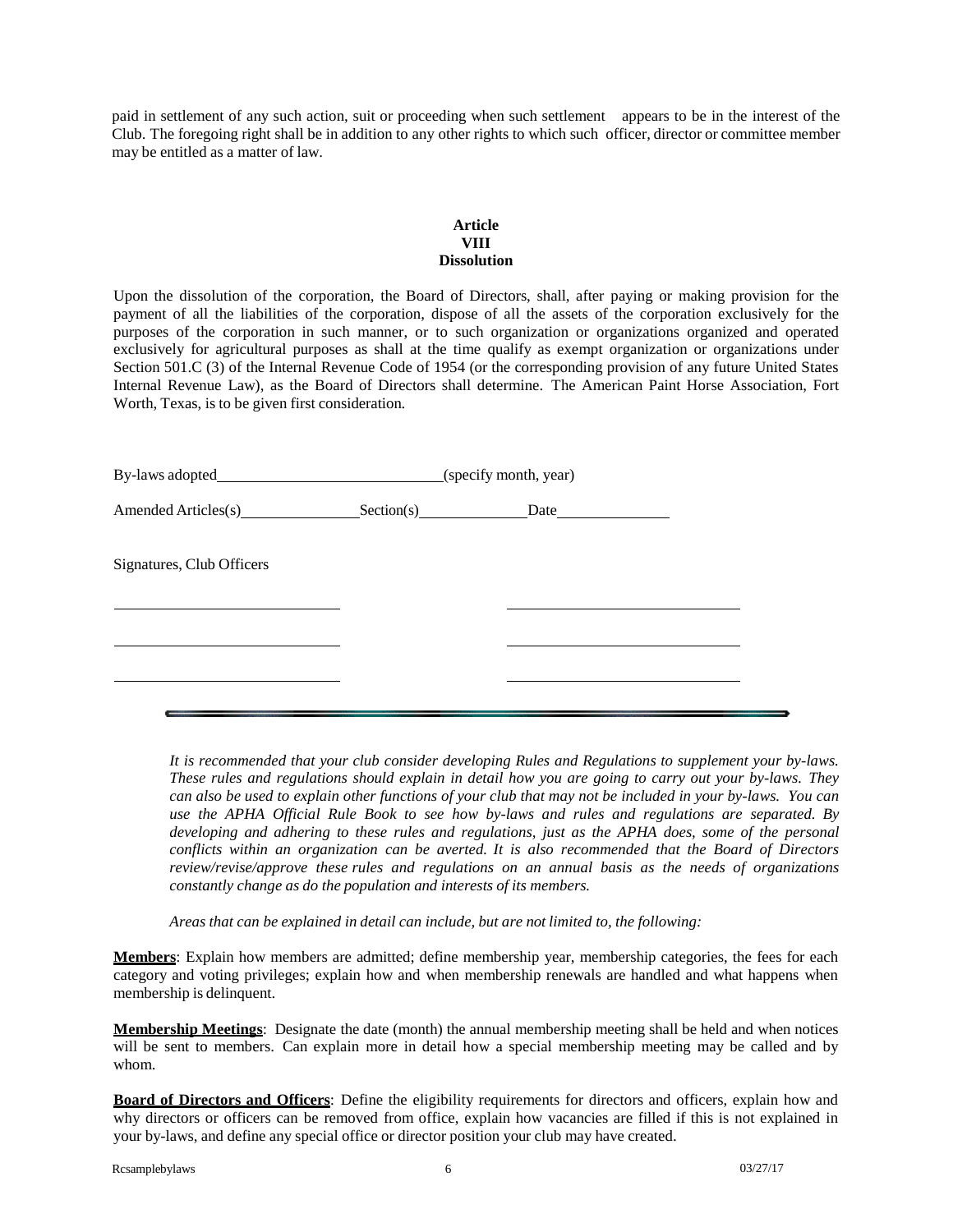paid in settlement of any such action, suit or proceeding when such settlement appears to be in the interest of the Club. The foregoing right shall be in addition to any other rights to which such officer, director or committee member may be entitled as a matter of law.

## Article VIII Dissolution

Upon the dissolution of the corporation, the Board of Directors, shall, after paying or making provision for the payment of all the liabilities of the corporation, dispose of all the assets of the corporation exclusively for the purposes of the corporation in such manner, or to such organization or organizations organized and operated exclusively for agricultural purposes as shall at the time qualify as exempt organization or organizations under Section 501.C (3) of the Internal Revenue Code of 1954 (or the corresponding provision of any future United States Internal Revenue Law), as the Board of Directors shall determine. The American Paint Horse Association, Fort Worth, Texas, is to be given first consideration.

By-laws adopted\_\_\_\_\_\_\_\_\_\_\_\_\_\_\_\_\_\_\_\_\_\_\_\_\_\_\_\_(specify month, year)

Amended Articles(s)\_\_\_\_\_\_\_\_\_\_\_\_\_\_\_Section(s)\_\_\_\_\_\_\_\_\_\_\_\_\_Date\_\_\_\_\_\_\_\_\_\_\_\_\_\_

Signatures, Club Officers

\_\_\_\_\_\_\_\_\_\_\_\_\_\_\_\_\_\_\_\_\_\_\_\_\_\_\_\_ \_\_\_\_\_\_\_\_\_\_\_\_\_\_\_\_\_\_\_\_\_\_\_\_\_\_\_\_

\_\_\_\_\_\_\_\_\_\_\_\_\_\_\_\_\_\_\_\_\_\_\_\_\_\_\_\_ \_\_\_\_\_\_\_\_\_\_\_\_\_\_\_\_\_\_\_\_\_\_\_\_\_\_\_\_

\_\_\_\_\_\_\_\_\_\_\_\_\_\_\_\_\_\_\_\_\_\_\_\_\_\_\_\_ \_\_\_\_\_\_\_\_\_\_\_\_\_\_\_\_\_\_\_\_\_\_\_\_\_\_\_\_

---

*It is recommended that your club consider developing Rules and Regulations to supplement your by-laws. These rules and regulations should explain in detail how you are going to carry out your by-laws. They can also be used to explain other functions of your club that may not be included in your by-laws. You can use the APHA Official Rule Book to see how by-laws and rules and regulations are separated. By developing and adhering to these rules and regulations, just as the APHA does, some of the personal conflicts within an organization can be averted. It is also recommended that the Board of Directors review/revise/approve these rules and regulations on an annual basis as the needs of organizations constantly change as do the population and interests of its members.*

*Areas that can be explained in detail can include, but are not limited to, the following:*

**Members**: Explain how members are admitted; define membership year, membership categories, the fees for each category and voting privileges; explain how and when membership renewals are handled and what happens when membership is delinquent.

**Membership Meetings**: Designate the date (month) the annual membership meeting shall be held and when notices will be sent to members. Can explain more in detail how a special membership meeting may be called and by whom.

**Board of Directors and Officers**: Define the eligibility requirements for directors and officers, explain how and why directors or officers can be removed from office, explain how vacancies are filled if this is not explained in your by-laws, and define any special office or director position your club may have created.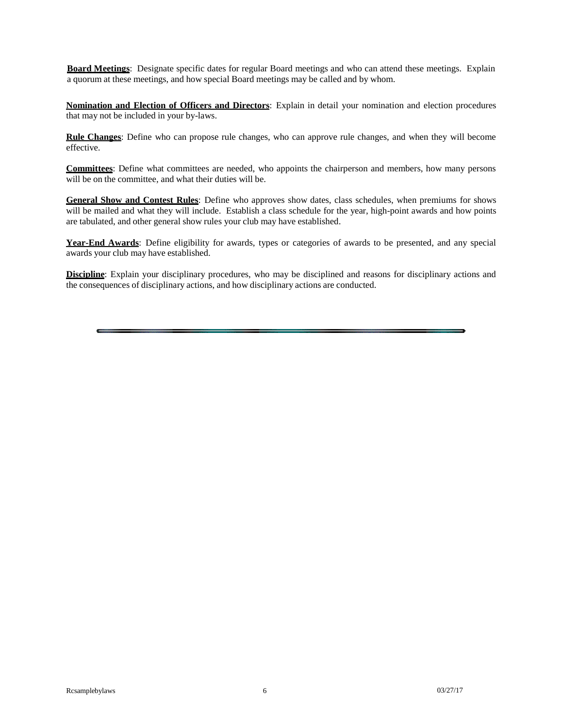**Board Meetings**: Designate specific dates for regular Board meetings and who can attend these meetings. Explain a quorum at these meetings, and how special Board meetings may be called and by whom.

**Nomination and Election of Officers and Directors**: Explain in detail your nomination and election procedures that may not be included in your by-laws.

**Rule Changes**: Define who can propose rule changes, who can approve rule changes, and when they will become effective.

**Committees**: Define what committees are needed, who appoints the chairperson and members, how many persons will be on the committee, and what their duties will be.

**General Show and Contest Rules**: Define who approves show dates, class schedules, when premiums for shows will be mailed and what they will include. Establish a class schedule for the year, high-point awards and how points are tabulated, and other general show rules your club may have established.

**Year-End Awards**: Define eligibility for awards, types or categories of awards to be presented, and any special awards your club may have established.

**Discipline**: Explain your disciplinary procedures, who may be disciplined and reasons for disciplinary actions and the consequences of disciplinary actions, and how disciplinary actions are conducted.